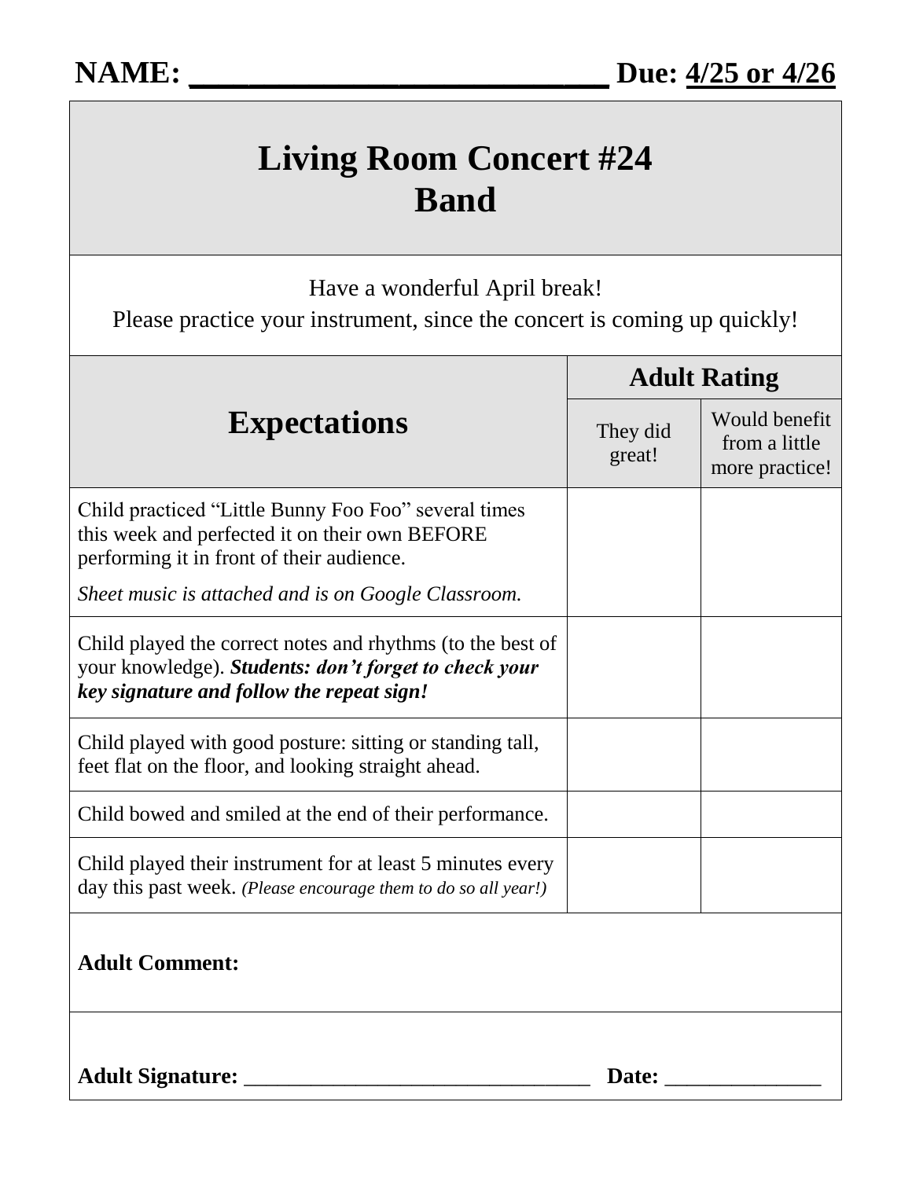**NAME: \_\_\_\_\_\_\_\_\_\_\_\_\_\_\_\_\_\_\_\_\_\_\_\_\_\_\_\_ Due: 4/25 or 4/26**

# Living Room Concert #24
# Band

Have a wonderful April break!
Please practice your instrument, since the concert is coming up quickly!

| Expectations | Adult Rating | |
|---|---|---|
| | They did great! | Would benefit from a little more practice! |
| Child practiced "Little Bunny Foo Foo" several times this week and perfected it on their own BEFORE performing it in front of their audience. *Sheet music is attached and is on Google Classroom.* | | |
| Child played the correct notes and rhythms (to the best of your knowledge). ***Students: don't forget to check your key signature and follow the repeat sign!*** | | |
| Child played with good posture: sitting or standing tall, feet flat on the floor, and looking straight ahead. | | |
| Child bowed and smiled at the end of their performance. | | |
| Child played their instrument for at least 5 minutes every day this past week. *(Please encourage them to do so all year!)* | | |

**Adult Comment:**

**Adult Signature:** \_\_\_\_\_\_\_\_\_\_\_\_\_\_\_\_\_\_\_\_\_\_\_\_\_\_\_\_\_\_\_\_ **Date:** \_\_\_\_\_\_\_\_\_\_\_\_\_\_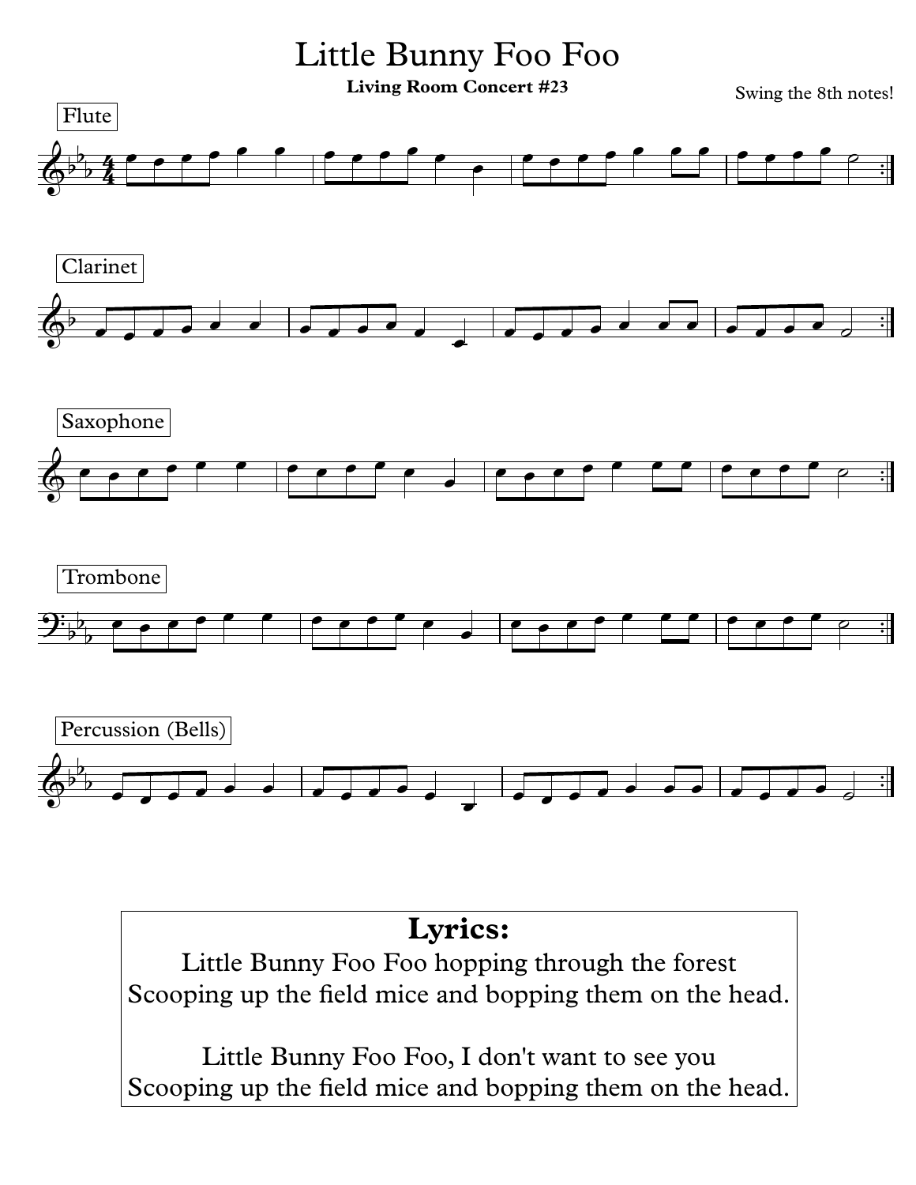# Little Bunny Foo Foo

**Living Room Concert #23**

Swing the 8th notes!

Flute

Clarinet

Saxophone

Trombone

Percussion (Bells)

**Lyrics:**

Little Bunny Foo Foo hopping through the forest
Scooping up the field mice and bopping them on the head.

Little Bunny Foo Foo, I don't want to see you
Scooping up the field mice and bopping them on the head.